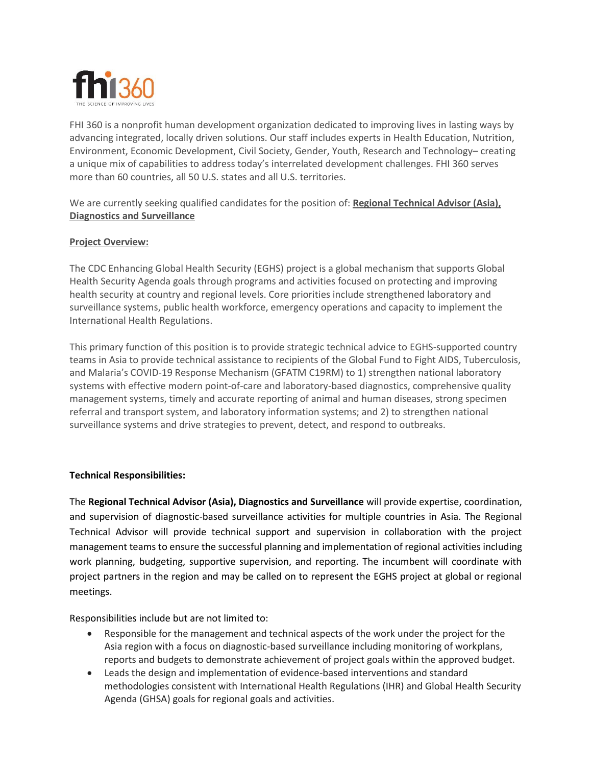fhi360

THE SCIENCE OF IMPROVING LIVES

FHI 360 is a nonprofit human development organization dedicated to improving lives in lasting ways by advancing integrated, locally driven solutions. Our staff includes experts in Health Education, Nutrition, Environment, Economic Development, Civil Society, Gender, Youth, Research and Technology– creating a unique mix of capabilities to address today's interrelated development challenges. FHI 360 serves more than 60 countries, all 50 U.S. states and all U.S. territories.

We are currently seeking qualified candidates for the position of: **Regional Technical Advisor (Asia), Diagnostics and Surveillance**

**Project Overview:**

The CDC Enhancing Global Health Security (EGHS) project is a global mechanism that supports Global Health Security Agenda goals through programs and activities focused on protecting and improving health security at country and regional levels. Core priorities include strengthened laboratory and surveillance systems, public health workforce, emergency operations and capacity to implement the International Health Regulations.

This primary function of this position is to provide strategic technical advice to EGHS-supported country teams in Asia to provide technical assistance to recipients of the Global Fund to Fight AIDS, Tuberculosis, and Malaria's COVID-19 Response Mechanism (GFATM C19RM) to 1) strengthen national laboratory systems with effective modern point-of-care and laboratory-based diagnostics, comprehensive quality management systems, timely and accurate reporting of animal and human diseases, strong specimen referral and transport system, and laboratory information systems; and 2) to strengthen national surveillance systems and drive strategies to prevent, detect, and respond to outbreaks.

**Technical Responsibilities:**

The **Regional Technical Advisor (Asia), Diagnostics and Surveillance** will provide expertise, coordination, and supervision of diagnostic-based surveillance activities for multiple countries in Asia. The Regional Technical Advisor will provide technical support and supervision in collaboration with the project management teams to ensure the successful planning and implementation of regional activities including work planning, budgeting, supportive supervision, and reporting. The incumbent will coordinate with project partners in the region and may be called on to represent the EGHS project at global or regional meetings.

Responsibilities include but are not limited to:

- Responsible for the management and technical aspects of the work under the project for the Asia region with a focus on diagnostic-based surveillance including monitoring of workplans, reports and budgets to demonstrate achievement of project goals within the approved budget.
- Leads the design and implementation of evidence-based interventions and standard methodologies consistent with International Health Regulations (IHR) and Global Health Security Agenda (GHSA) goals for regional goals and activities.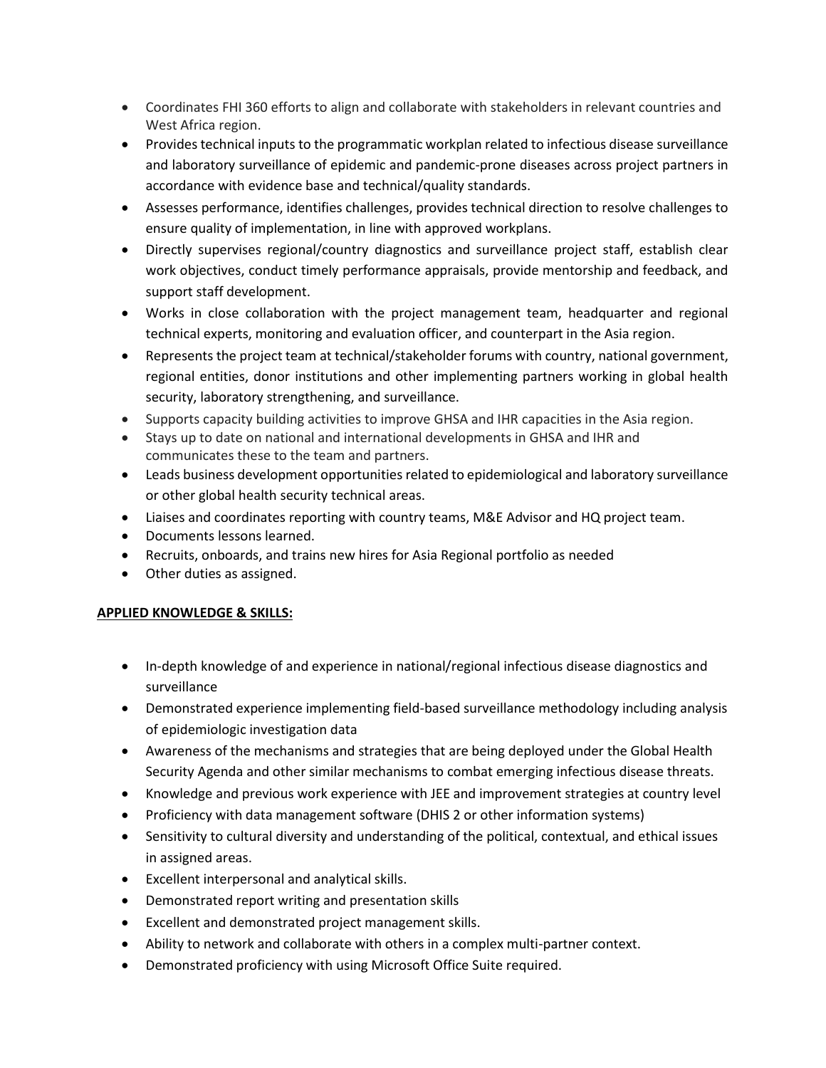- Coordinates FHI 360 efforts to align and collaborate with stakeholders in relevant countries and West Africa region.
- Provides technical inputs to the programmatic workplan related to infectious disease surveillance and laboratory surveillance of epidemic and pandemic-prone diseases across project partners in accordance with evidence base and technical/quality standards.
- Assesses performance, identifies challenges, provides technical direction to resolve challenges to ensure quality of implementation, in line with approved workplans.
- Directly supervises regional/country diagnostics and surveillance project staff, establish clear work objectives, conduct timely performance appraisals, provide mentorship and feedback, and support staff development.
- Works in close collaboration with the project management team, headquarter and regional technical experts, monitoring and evaluation officer, and counterpart in the Asia region.
- Represents the project team at technical/stakeholder forums with country, national government, regional entities, donor institutions and other implementing partners working in global health security, laboratory strengthening, and surveillance.
- Supports capacity building activities to improve GHSA and IHR capacities in the Asia region.
- Stays up to date on national and international developments in GHSA and IHR and communicates these to the team and partners.
- Leads business development opportunities related to epidemiological and laboratory surveillance or other global health security technical areas.
- Liaises and coordinates reporting with country teams, M&E Advisor and HQ project team.
- Documents lessons learned.
- Recruits, onboards, and trains new hires for Asia Regional portfolio as needed
- Other duties as assigned.

**APPLIED KNOWLEDGE & SKILLS:**

- In-depth knowledge of and experience in national/regional infectious disease diagnostics and surveillance
- Demonstrated experience implementing field-based surveillance methodology including analysis of epidemiologic investigation data
- Awareness of the mechanisms and strategies that are being deployed under the Global Health Security Agenda and other similar mechanisms to combat emerging infectious disease threats.
- Knowledge and previous work experience with JEE and improvement strategies at country level
- Proficiency with data management software (DHIS 2 or other information systems)
- Sensitivity to cultural diversity and understanding of the political, contextual, and ethical issues in assigned areas.
- Excellent interpersonal and analytical skills.
- Demonstrated report writing and presentation skills
- Excellent and demonstrated project management skills.
- Ability to network and collaborate with others in a complex multi-partner context.
- Demonstrated proficiency with using Microsoft Office Suite required.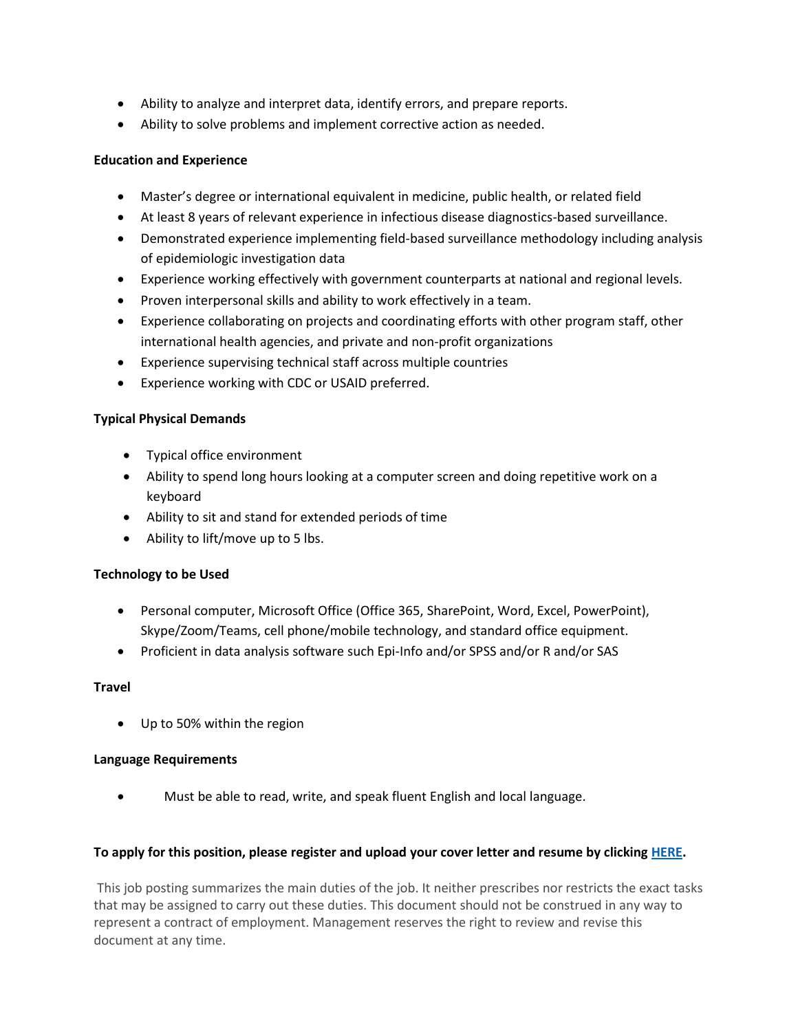- Ability to analyze and interpret data, identify errors, and prepare reports.
- Ability to solve problems and implement corrective action as needed.

**Education and Experience**

- Master's degree or international equivalent in medicine, public health, or related field
- At least 8 years of relevant experience in infectious disease diagnostics-based surveillance.
- Demonstrated experience implementing field-based surveillance methodology including analysis of epidemiologic investigation data
- Experience working effectively with government counterparts at national and regional levels.
- Proven interpersonal skills and ability to work effectively in a team.
- Experience collaborating on projects and coordinating efforts with other program staff, other international health agencies, and private and non-profit organizations
- Experience supervising technical staff across multiple countries
- Experience working with CDC or USAID preferred.

**Typical Physical Demands**

- Typical office environment
- Ability to spend long hours looking at a computer screen and doing repetitive work on a keyboard
- Ability to sit and stand for extended periods of time
- Ability to lift/move up to 5 lbs.

**Technology to be Used**

- Personal computer, Microsoft Office (Office 365, SharePoint, Word, Excel, PowerPoint), Skype/Zoom/Teams, cell phone/mobile technology, and standard office equipment.
- Proficient in data analysis software such Epi-Info and/or SPSS and/or R and/or SAS

**Travel**

- Up to 50% within the region

**Language Requirements**

- Must be able to read, write, and speak fluent English and local language.

**To apply for this position, please register and upload your cover letter and resume by clicking HERE.**

This job posting summarizes the main duties of the job. It neither prescribes nor restricts the exact tasks that may be assigned to carry out these duties. This document should not be construed in any way to represent a contract of employment. Management reserves the right to review and revise this document at any time.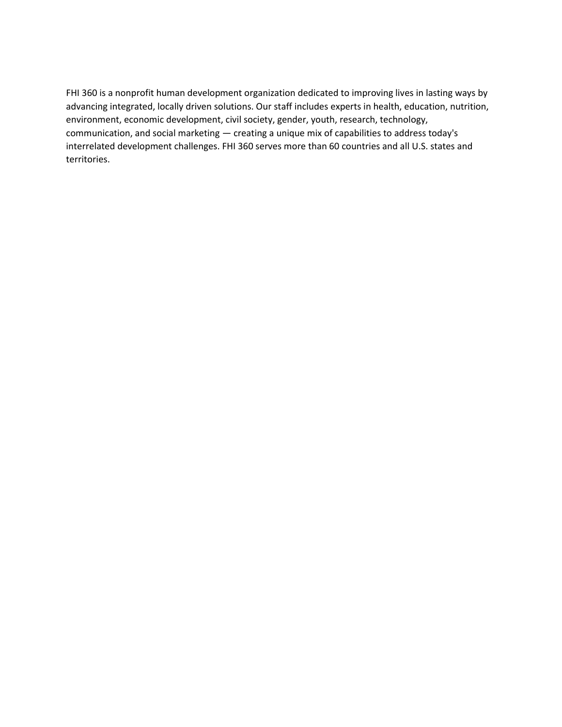FHI 360 is a nonprofit human development organization dedicated to improving lives in lasting ways by advancing integrated, locally driven solutions. Our staff includes experts in health, education, nutrition, environment, economic development, civil society, gender, youth, research, technology, communication, and social marketing — creating a unique mix of capabilities to address today's interrelated development challenges. FHI 360 serves more than 60 countries and all U.S. states and territories.